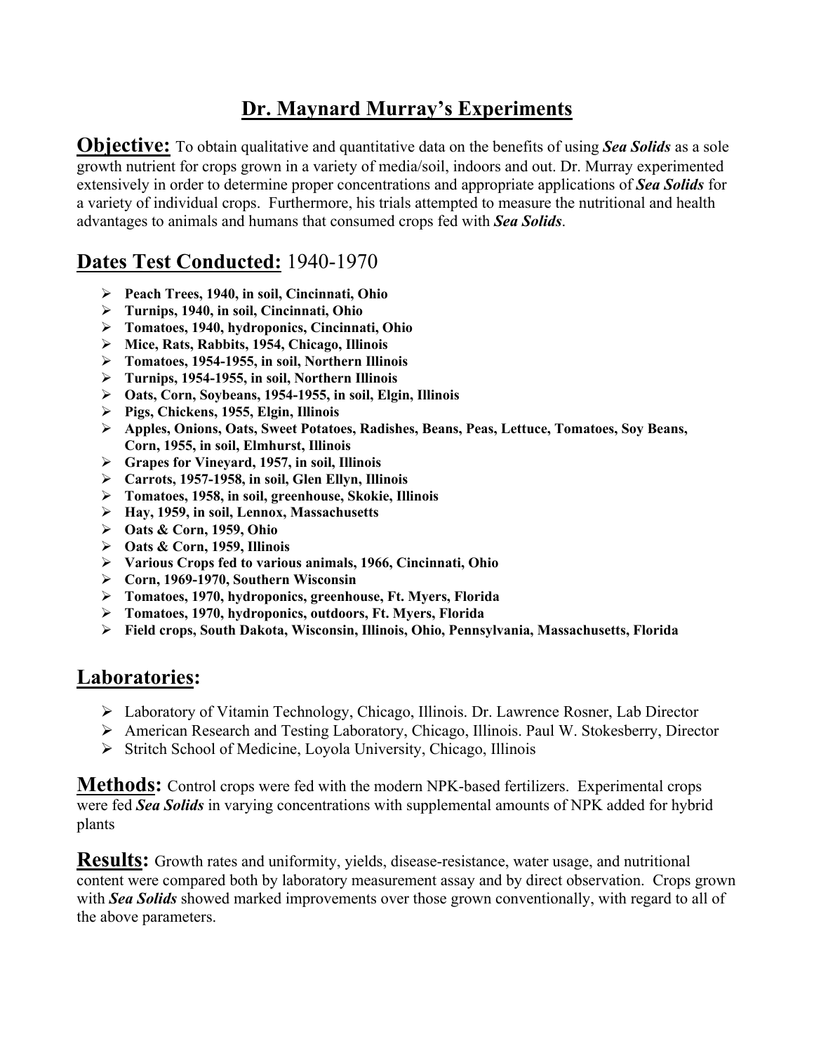# Dr. Maynard Murray's Experiments

**Objective:** To obtain qualitative and quantitative data on the benefits of using ***Sea Solids*** as a sole growth nutrient for crops grown in a variety of media/soil, indoors and out. Dr. Murray experimented extensively in order to determine proper concentrations and appropriate applications of ***Sea Solids*** for a variety of individual crops. Furthermore, his trials attempted to measure the nutritional and health advantages to animals and humans that consumed crops fed with ***Sea Solids***.

## Dates Test Conducted: 1940-1970

- **Peach Trees, 1940, in soil, Cincinnati, Ohio**
- **Turnips, 1940, in soil, Cincinnati, Ohio**
- **Tomatoes, 1940, hydroponics, Cincinnati, Ohio**
- **Mice, Rats, Rabbits, 1954, Chicago, Illinois**
- **Tomatoes, 1954-1955, in soil, Northern Illinois**
- **Turnips, 1954-1955, in soil, Northern Illinois**
- **Oats, Corn, Soybeans, 1954-1955, in soil, Elgin, Illinois**
- **Pigs, Chickens, 1955, Elgin, Illinois**
- **Apples, Onions, Oats, Sweet Potatoes, Radishes, Beans, Peas, Lettuce, Tomatoes, Soy Beans, Corn, 1955, in soil, Elmhurst, Illinois**
- **Grapes for Vineyard, 1957, in soil, Illinois**
- **Carrots, 1957-1958, in soil, Glen Ellyn, Illinois**
- **Tomatoes, 1958, in soil, greenhouse, Skokie, Illinois**
- **Hay, 1959, in soil, Lennox, Massachusetts**
- **Oats & Corn, 1959, Ohio**
- **Oats & Corn, 1959, Illinois**
- **Various Crops fed to various animals, 1966, Cincinnati, Ohio**
- **Corn, 1969-1970, Southern Wisconsin**
- **Tomatoes, 1970, hydroponics, greenhouse, Ft. Myers, Florida**
- **Tomatoes, 1970, hydroponics, outdoors, Ft. Myers, Florida**
- **Field crops, South Dakota, Wisconsin, Illinois, Ohio, Pennsylvania, Massachusetts, Florida**

## Laboratories:

- Laboratory of Vitamin Technology, Chicago, Illinois. Dr. Lawrence Rosner, Lab Director
- American Research and Testing Laboratory, Chicago, Illinois. Paul W. Stokesberry, Director
- Stritch School of Medicine, Loyola University, Chicago, Illinois

**Methods:** Control crops were fed with the modern NPK-based fertilizers. Experimental crops were fed ***Sea Solids*** in varying concentrations with supplemental amounts of NPK added for hybrid plants

**Results:** Growth rates and uniformity, yields, disease-resistance, water usage, and nutritional content were compared both by laboratory measurement assay and by direct observation. Crops grown with ***Sea Solids*** showed marked improvements over those grown conventionally, with regard to all of the above parameters.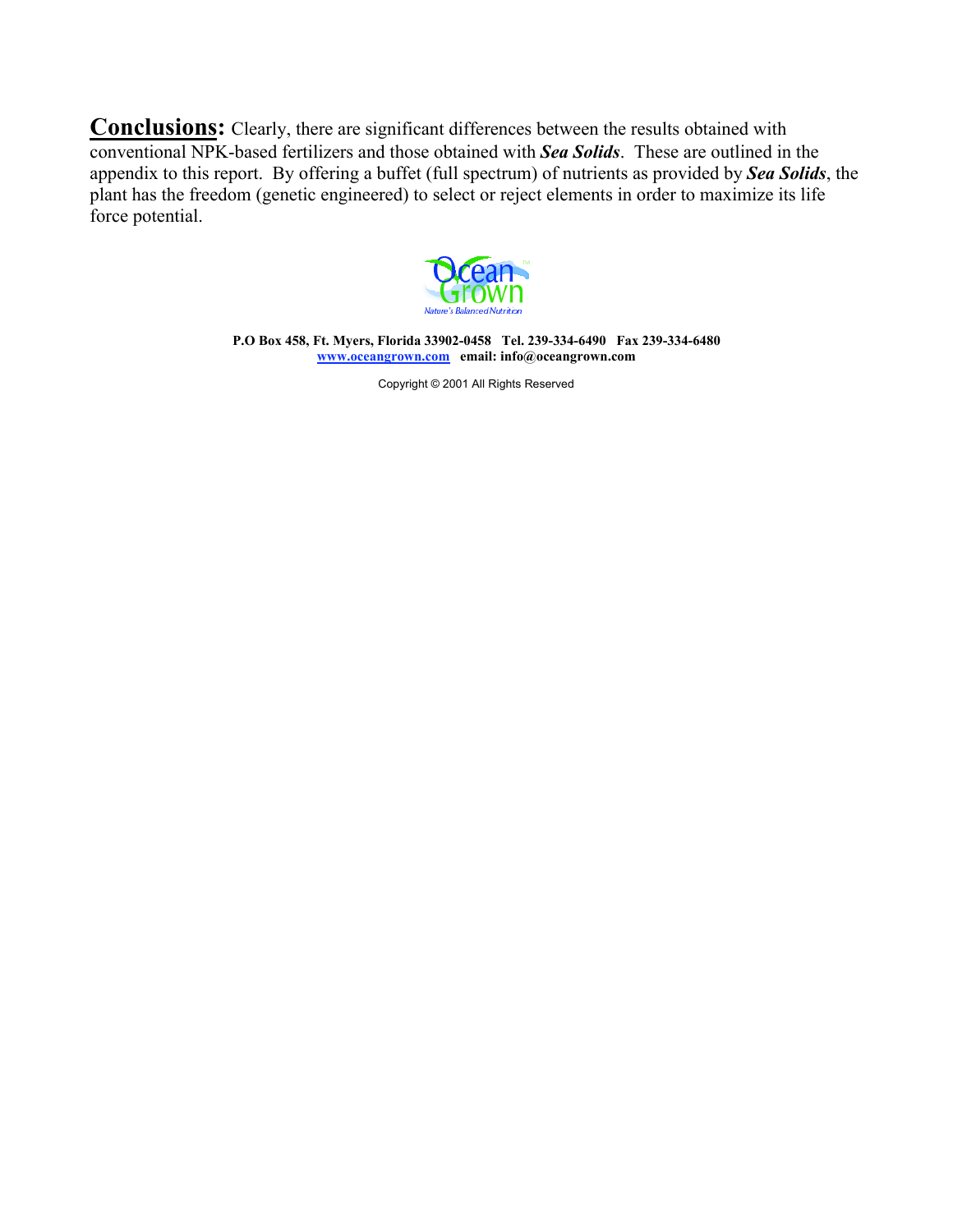**<u>Conclusions</u>:** Clearly, there are significant differences between the results obtained with conventional NPK-based fertilizers and those obtained with ***Sea Solids***. These are outlined in the appendix to this report. By offering a buffet (full spectrum) of nutrients as provided by ***Sea Solids***, the plant has the freedom (genetic engineered) to select or reject elements in order to maximize its life force potential.

Ocean Grown™
Nature's Balanced Nutrition

**P.O Box 458, Ft. Myers, Florida 33902-0458 Tel. 239-334-6490 Fax 239-334-6480**
**www.oceangrown.com email: info@oceangrown.com**

Copyright © 2001 All Rights Reserved